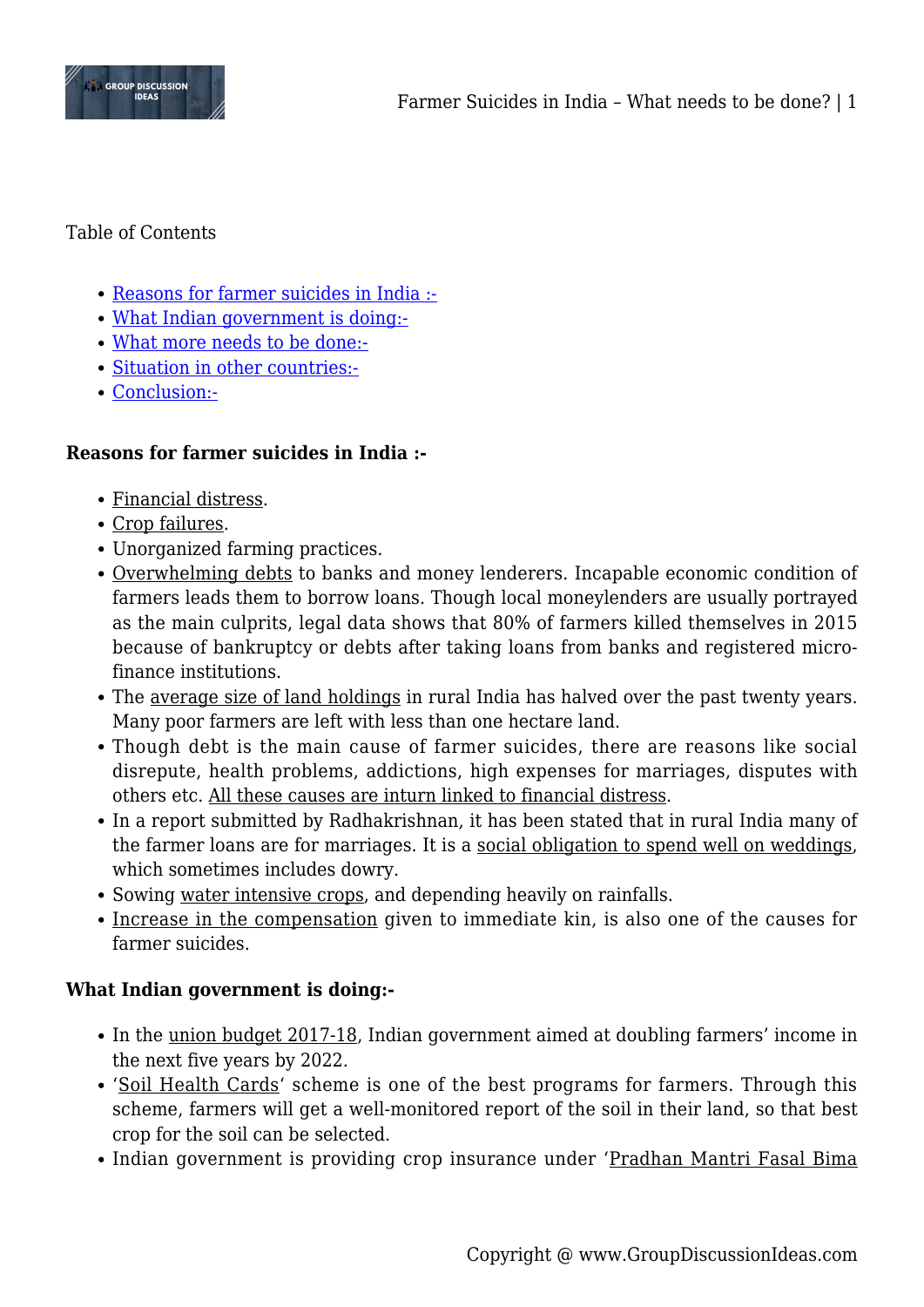Table of Contents

- Reasons for farmer suicides in India :-
- What Indian government is doing:-
- What more needs to be done:-
- Situation in other countries:-
- Conclusion:-

**Reasons for farmer suicides in India :-**

- Financial distress.
- Crop failures.
- Unorganized farming practices.
- Overwhelming debts to banks and money lenderers. Incapable economic condition of farmers leads them to borrow loans. Though local moneylenders are usually portrayed as the main culprits, legal data shows that 80% of farmers killed themselves in 2015 because of bankruptcy or debts after taking loans from banks and registered micro-finance institutions.
- The average size of land holdings in rural India has halved over the past twenty years. Many poor farmers are left with less than one hectare land.
- Though debt is the main cause of farmer suicides, there are reasons like social disrepute, health problems, addictions, high expenses for marriages, disputes with others etc. All these causes are inturn linked to financial distress.
- In a report submitted by Radhakrishnan, it has been stated that in rural India many of the farmer loans are for marriages. It is a social obligation to spend well on weddings, which sometimes includes dowry.
- Sowing water intensive crops, and depending heavily on rainfalls.
- Increase in the compensation given to immediate kin, is also one of the causes for farmer suicides.

**What Indian government is doing:-**

- In the union budget 2017-18, Indian government aimed at doubling farmers' income in the next five years by 2022.
- 'Soil Health Cards' scheme is one of the best programs for farmers. Through this scheme, farmers will get a well-monitored report of the soil in their land, so that best crop for the soil can be selected.
- Indian government is providing crop insurance under 'Pradhan Mantri Fasal Bima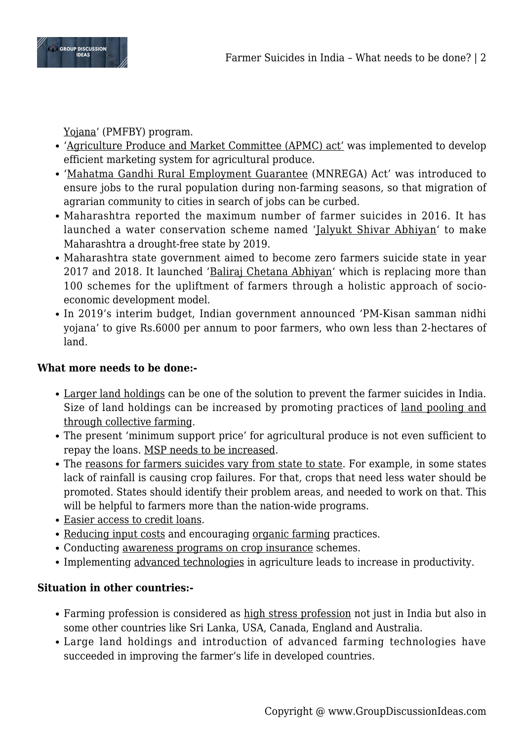Yojana' (PMFBY) program.

- 'Agriculture Produce and Market Committee (APMC) act' was implemented to develop efficient marketing system for agricultural produce.
- 'Mahatma Gandhi Rural Employment Guarantee (MNREGA) Act' was introduced to ensure jobs to the rural population during non-farming seasons, so that migration of agrarian community to cities in search of jobs can be curbed.
- Maharashtra reported the maximum number of farmer suicides in 2016. It has launched a water conservation scheme named 'Jalyukt Shivar Abhiyan' to make Maharashtra a drought-free state by 2019.
- Maharashtra state government aimed to become zero farmers suicide state in year 2017 and 2018. It launched 'Baliraj Chetana Abhiyan' which is replacing more than 100 schemes for the upliftment of farmers through a holistic approach of socio-economic development model.
- In 2019's interim budget, Indian government announced 'PM-Kisan samman nidhi yojana' to give Rs.6000 per annum to poor farmers, who own less than 2-hectares of land.

**What more needs to be done:-**

- Larger land holdings can be one of the solution to prevent the farmer suicides in India. Size of land holdings can be increased by promoting practices of land pooling and through collective farming.
- The present 'minimum support price' for agricultural produce is not even sufficient to repay the loans. MSP needs to be increased.
- The reasons for farmers suicides vary from state to state. For example, in some states lack of rainfall is causing crop failures. For that, crops that need less water should be promoted. States should identify their problem areas, and needed to work on that. This will be helpful to farmers more than the nation-wide programs.
- Easier access to credit loans.
- Reducing input costs and encouraging organic farming practices.
- Conducting awareness programs on crop insurance schemes.
- Implementing advanced technologies in agriculture leads to increase in productivity.

**Situation in other countries:-**

- Farming profession is considered as high stress profession not just in India but also in some other countries like Sri Lanka, USA, Canada, England and Australia.
- Large land holdings and introduction of advanced farming technologies have succeeded in improving the farmer's life in developed countries.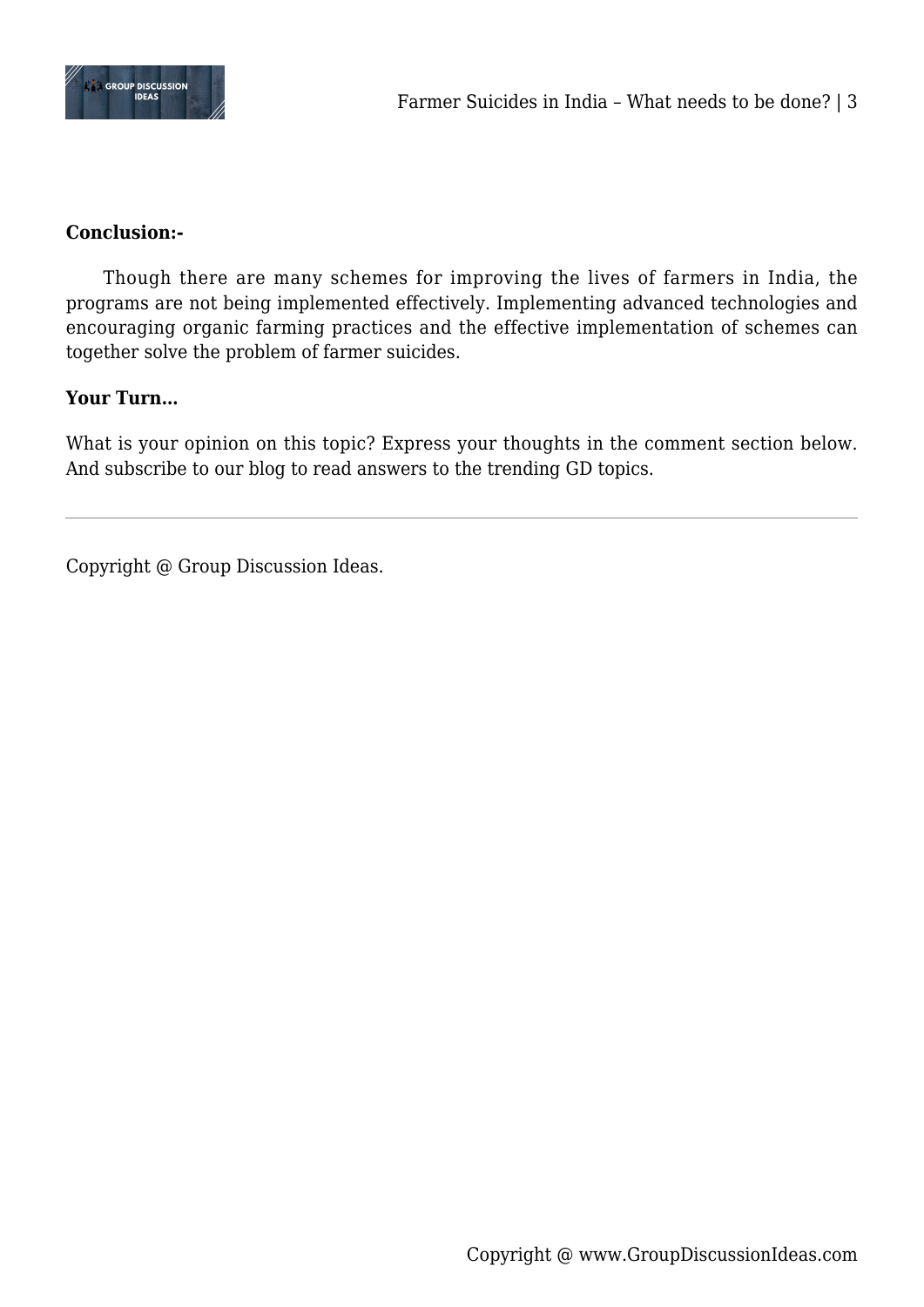**Conclusion:-**

Though there are many schemes for improving the lives of farmers in India, the programs are not being implemented effectively. Implementing advanced technologies and encouraging organic farming practices and the effective implementation of schemes can together solve the problem of farmer suicides.

**Your Turn…**

What is your opinion on this topic? Express your thoughts in the comment section below. And subscribe to our blog to read answers to the trending GD topics.

---

Copyright @ Group Discussion Ideas.